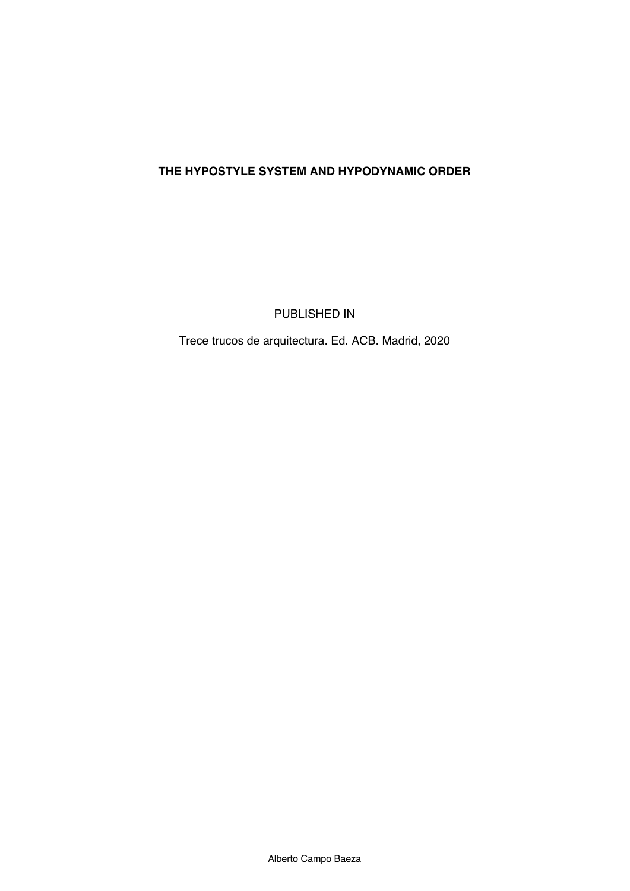**THE HYPOSTYLE SYSTEM AND HYPODYNAMIC ORDER**

PUBLISHED IN

Trece trucos de arquitectura. Ed. ACB. Madrid, 2020

Alberto Campo Baeza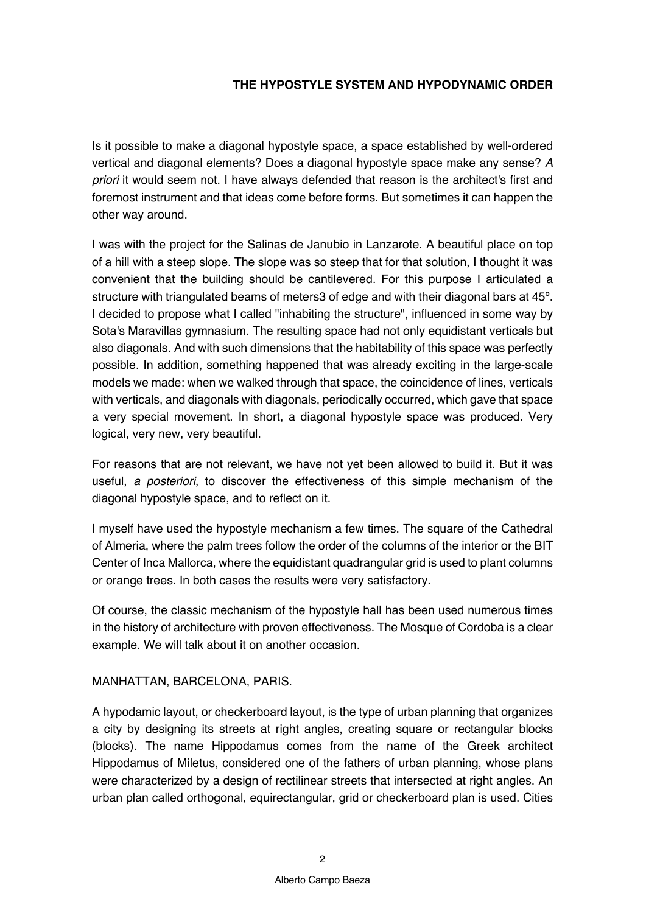**THE HYPOSTYLE SYSTEM AND HYPODYNAMIC ORDER**

Is it possible to make a diagonal hypostyle space, a space established by well-ordered vertical and diagonal elements? Does a diagonal hypostyle space make any sense? *A priori* it would seem not. I have always defended that reason is the architect's first and foremost instrument and that ideas come before forms. But sometimes it can happen the other way around.

I was with the project for the Salinas de Janubio in Lanzarote. A beautiful place on top of a hill with a steep slope. The slope was so steep that for that solution, I thought it was convenient that the building should be cantilevered. For this purpose I articulated a structure with triangulated beams of meters3 of edge and with their diagonal bars at 45°. I decided to propose what I called "inhabiting the structure", influenced in some way by Sota's Maravillas gymnasium. The resulting space had not only equidistant verticals but also diagonals. And with such dimensions that the habitability of this space was perfectly possible. In addition, something happened that was already exciting in the large-scale models we made: when we walked through that space, the coincidence of lines, verticals with verticals, and diagonals with diagonals, periodically occurred, which gave that space a very special movement. In short, a diagonal hypostyle space was produced. Very logical, very new, very beautiful.

For reasons that are not relevant, we have not yet been allowed to build it. But it was useful, *a posteriori*, to discover the effectiveness of this simple mechanism of the diagonal hypostyle space, and to reflect on it.

I myself have used the hypostyle mechanism a few times. The square of the Cathedral of Almeria, where the palm trees follow the order of the columns of the interior or the BIT Center of Inca Mallorca, where the equidistant quadrangular grid is used to plant columns or orange trees. In both cases the results were very satisfactory.

Of course, the classic mechanism of the hypostyle hall has been used numerous times in the history of architecture with proven effectiveness. The Mosque of Cordoba is a clear example. We will talk about it on another occasion.

MANHATTAN, BARCELONA, PARIS.

A hypodamic layout, or checkerboard layout, is the type of urban planning that organizes a city by designing its streets at right angles, creating square or rectangular blocks (blocks). The name Hippodamus comes from the name of the Greek architect Hippodamus of Miletus, considered one of the fathers of urban planning, whose plans were characterized by a design of rectilinear streets that intersected at right angles. An urban plan called orthogonal, equirectangular, grid or checkerboard plan is used. Cities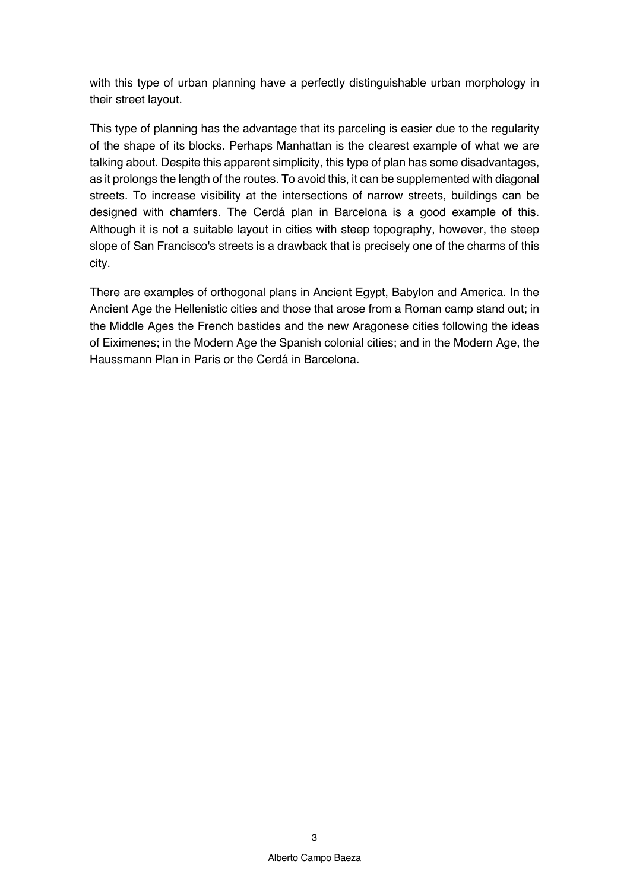with this type of urban planning have a perfectly distinguishable urban morphology in their street layout.

This type of planning has the advantage that its parceling is easier due to the regularity of the shape of its blocks. Perhaps Manhattan is the clearest example of what we are talking about. Despite this apparent simplicity, this type of plan has some disadvantages, as it prolongs the length of the routes. To avoid this, it can be supplemented with diagonal streets. To increase visibility at the intersections of narrow streets, buildings can be designed with chamfers. The Cerdá plan in Barcelona is a good example of this. Although it is not a suitable layout in cities with steep topography, however, the steep slope of San Francisco's streets is a drawback that is precisely one of the charms of this city.

There are examples of orthogonal plans in Ancient Egypt, Babylon and America. In the Ancient Age the Hellenistic cities and those that arose from a Roman camp stand out; in the Middle Ages the French bastides and the new Aragonese cities following the ideas of Eiximenes; in the Modern Age the Spanish colonial cities; and in the Modern Age, the Haussmann Plan in Paris or the Cerdá in Barcelona.